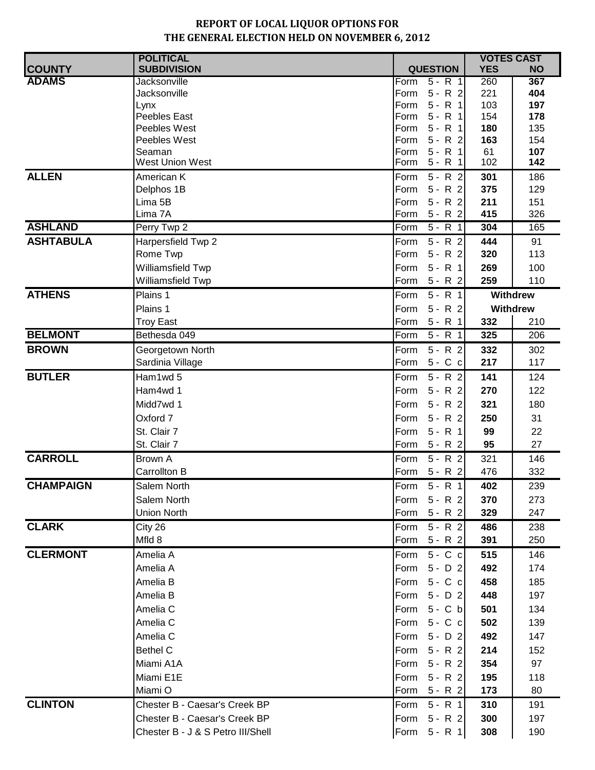# REPORT OF LOCAL LIQUOR OPTIONS FOR THE GENERAL ELECTION HELD ON NOVEMBER 6, 2012

| COUNTY | POLITICAL SUBDIVISION | QUESTION | VOTES CAST YES | VOTES CAST NO |
|---|---|---|---|---|
| ADAMS | Jacksonville | Form 5 - R 1 | 260 | **367** |
| | Jacksonville | Form 5 - R 2 | 221 | **404** |
| | Lynx | Form 5 - R 1 | 103 | **197** |
| | Peebles East | Form 5 - R 1 | 154 | **178** |
| | Peebles West | Form 5 - R 1 | **180** | 135 |
| | Peebles West | Form 5 - R 2 | **163** | 154 |
| | Seaman | Form 5 - R 1 | 61 | **107** |
| | West Union West | Form 5 - R 1 | 102 | **142** |
| ALLEN | American K | Form 5 - R 2 | **301** | 186 |
| | Delphos 1B | Form 5 - R 2 | **375** | 129 |
| | Lima 5B | Form 5 - R 2 | **211** | 151 |
| | Lima 7A | Form 5 - R 2 | **415** | 326 |
| ASHLAND | Perry Twp 2 | Form 5 - R 1 | **304** | 165 |
| ASHTABULA | Harpersfield Twp 2 | Form 5 - R 2 | **444** | 91 |
| | Rome Twp | Form 5 - R 2 | **320** | 113 |
| | Williamsfield Twp | Form 5 - R 1 | **269** | 100 |
| | Williamsfield Twp | Form 5 - R 2 | **259** | 110 |
| ATHENS | Plains 1 | Form 5 - R 1 | **Withdrew** | |
| | Plains 1 | Form 5 - R 2 | **Withdrew** | |
| | Troy East | Form 5 - R 1 | **332** | 210 |
| BELMONT | Bethesda 049 | Form 5 - R 1 | **325** | 206 |
| BROWN | Georgetown North | Form 5 - R 2 | **332** | 302 |
| | Sardinia Village | Form 5 - C c | **217** | 117 |
| BUTLER | Ham1wd 5 | Form 5 - R 2 | **141** | 124 |
| | Ham4wd 1 | Form 5 - R 2 | **270** | 122 |
| | Midd7wd 1 | Form 5 - R 2 | **321** | 180 |
| | Oxford 7 | Form 5 - R 2 | **250** | 31 |
| | St. Clair 7 | Form 5 - R 1 | **99** | 22 |
| | St. Clair 7 | Form 5 - R 2 | **95** | 27 |
| CARROLL | Brown A | Form 5 - R 2 | 321 | 146 |
| | Carrollton B | Form 5 - R 2 | 476 | 332 |
| CHAMPAIGN | Salem North | Form 5 - R 1 | **402** | 239 |
| | Salem North | Form 5 - R 2 | **370** | 273 |
| | Union North | Form 5 - R 2 | **329** | 247 |
| CLARK | City 26 | Form 5 - R 2 | **486** | 238 |
| | Mfld 8 | Form 5 - R 2 | **391** | 250 |
| CLERMONT | Amelia A | Form 5 - C c | **515** | 146 |
| | Amelia A | Form 5 - D 2 | **492** | 174 |
| | Amelia B | Form 5 - C c | **458** | 185 |
| | Amelia B | Form 5 - D 2 | **448** | 197 |
| | Amelia C | Form 5 - C b | **501** | 134 |
| | Amelia C | Form 5 - C c | **502** | 139 |
| | Amelia C | Form 5 - D 2 | **492** | 147 |
| | Bethel C | Form 5 - R 2 | **214** | 152 |
| | Miami A1A | Form 5 - R 2 | **354** | 97 |
| | Miami E1E | Form 5 - R 2 | **195** | 118 |
| | Miami O | Form 5 - R 2 | **173** | 80 |
| CLINTON | Chester B - Caesar's Creek BP | Form 5 - R 1 | **310** | 191 |
| | Chester B - Caesar's Creek BP | Form 5 - R 2 | **300** | 197 |
| | Chester B - J & S Petro III/Shell | Form 5 - R 1 | **308** | 190 |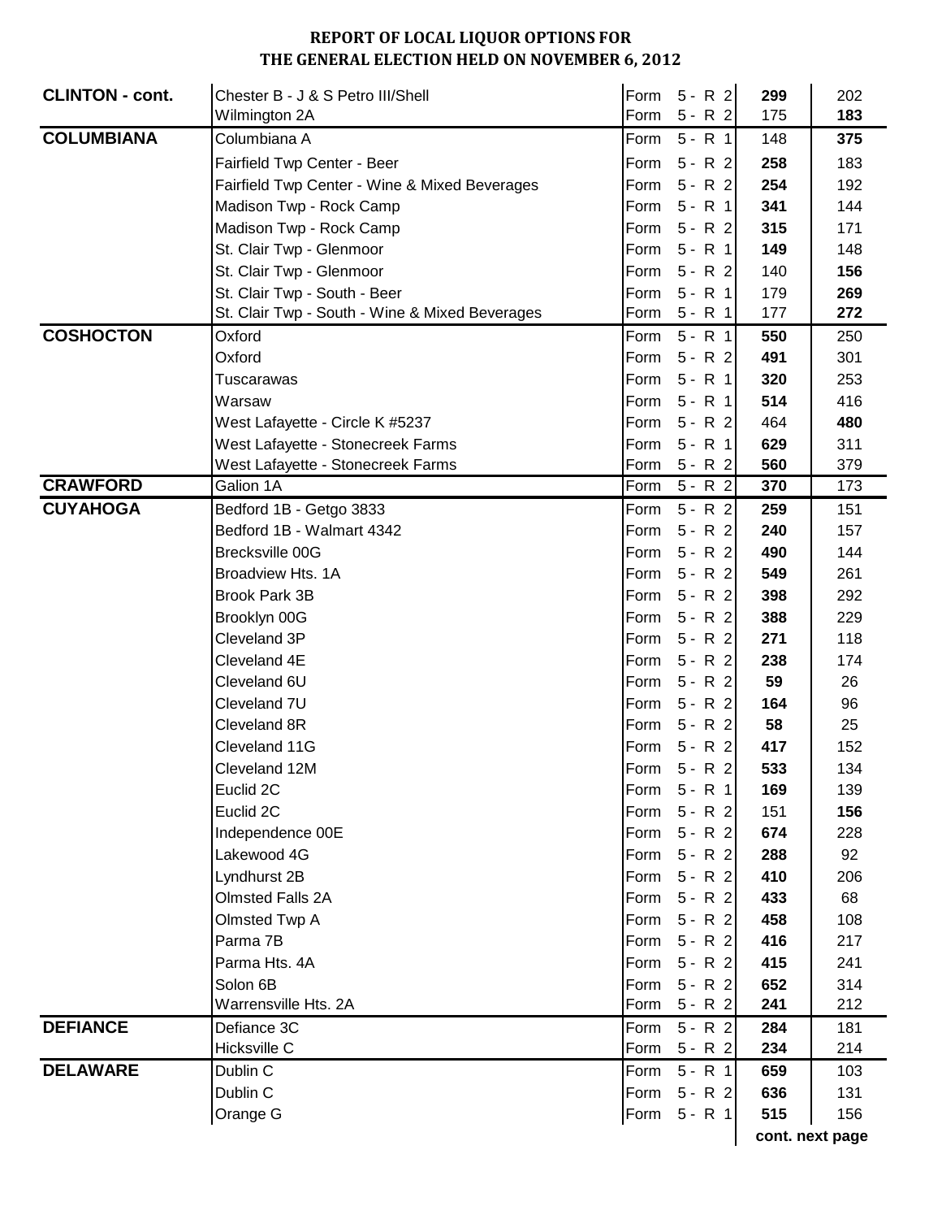# REPORT OF LOCAL LIQUOR OPTIONS FOR THE GENERAL ELECTION HELD ON NOVEMBER 6, 2012

| County | Precinct / Description | Form | | |
|---|---|---|---|---|
| **CLINTON - cont.** | Chester B - J & S Petro III/Shell | Form 5 - R 2 | **299** | 202 |
| | Wilmington 2A | Form 5 - R 2 | 175 | **183** |
| **COLUMBIANA** | Columbiana A | Form 5 - R 1 | 148 | **375** |
| | Fairfield Twp Center - Beer | Form 5 - R 2 | **258** | 183 |
| | Fairfield Twp Center - Wine & Mixed Beverages | Form 5 - R 2 | **254** | 192 |
| | Madison Twp - Rock Camp | Form 5 - R 1 | **341** | 144 |
| | Madison Twp - Rock Camp | Form 5 - R 2 | **315** | 171 |
| | St. Clair Twp - Glenmoor | Form 5 - R 1 | **149** | 148 |
| | St. Clair Twp - Glenmoor | Form 5 - R 2 | 140 | **156** |
| | St. Clair Twp - South - Beer | Form 5 - R 1 | 179 | **269** |
| | St. Clair Twp - South - Wine & Mixed Beverages | Form 5 - R 1 | 177 | **272** |
| **COSHOCTON** | Oxford | Form 5 - R 1 | **550** | 250 |
| | Oxford | Form 5 - R 2 | **491** | 301 |
| | Tuscarawas | Form 5 - R 1 | **320** | 253 |
| | Warsaw | Form 5 - R 1 | **514** | 416 |
| | West Lafayette - Circle K #5237 | Form 5 - R 2 | 464 | **480** |
| | West Lafayette - Stonecreek Farms | Form 5 - R 1 | **629** | 311 |
| | West Lafayette - Stonecreek Farms | Form 5 - R 2 | **560** | 379 |
| **CRAWFORD** | Galion 1A | Form 5 - R 2 | **370** | 173 |
| **CUYAHOGA** | Bedford 1B - Getgo 3833 | Form 5 - R 2 | **259** | 151 |
| | Bedford 1B - Walmart 4342 | Form 5 - R 2 | **240** | 157 |
| | Brecksville 00G | Form 5 - R 2 | **490** | 144 |
| | Broadview Hts. 1A | Form 5 - R 2 | **549** | 261 |
| | Brook Park 3B | Form 5 - R 2 | **398** | 292 |
| | Brooklyn 00G | Form 5 - R 2 | **388** | 229 |
| | Cleveland 3P | Form 5 - R 2 | **271** | 118 |
| | Cleveland 4E | Form 5 - R 2 | **238** | 174 |
| | Cleveland 6U | Form 5 - R 2 | **59** | 26 |
| | Cleveland 7U | Form 5 - R 2 | **164** | 96 |
| | Cleveland 8R | Form 5 - R 2 | **58** | 25 |
| | Cleveland 11G | Form 5 - R 2 | **417** | 152 |
| | Cleveland 12M | Form 5 - R 2 | **533** | 134 |
| | Euclid 2C | Form 5 - R 1 | **169** | 139 |
| | Euclid 2C | Form 5 - R 2 | 151 | **156** |
| | Independence 00E | Form 5 - R 2 | **674** | 228 |
| | Lakewood 4G | Form 5 - R 2 | **288** | 92 |
| | Lyndhurst 2B | Form 5 - R 2 | **410** | 206 |
| | Olmsted Falls 2A | Form 5 - R 2 | **433** | 68 |
| | Olmsted Twp A | Form 5 - R 2 | **458** | 108 |
| | Parma 7B | Form 5 - R 2 | **416** | 217 |
| | Parma Hts. 4A | Form 5 - R 2 | **415** | 241 |
| | Solon 6B | Form 5 - R 2 | **652** | 314 |
| | Warrensville Hts. 2A | Form 5 - R 2 | **241** | 212 |
| **DEFIANCE** | Defiance 3C | Form 5 - R 2 | **284** | 181 |
| | Hicksville C | Form 5 - R 2 | **234** | 214 |
| **DELAWARE** | Dublin C | Form 5 - R 1 | **659** | 103 |
| | Dublin C | Form 5 - R 2 | **636** | 131 |
| | Orange G | Form 5 - R 1 | **515** | 156 |

**cont. next page**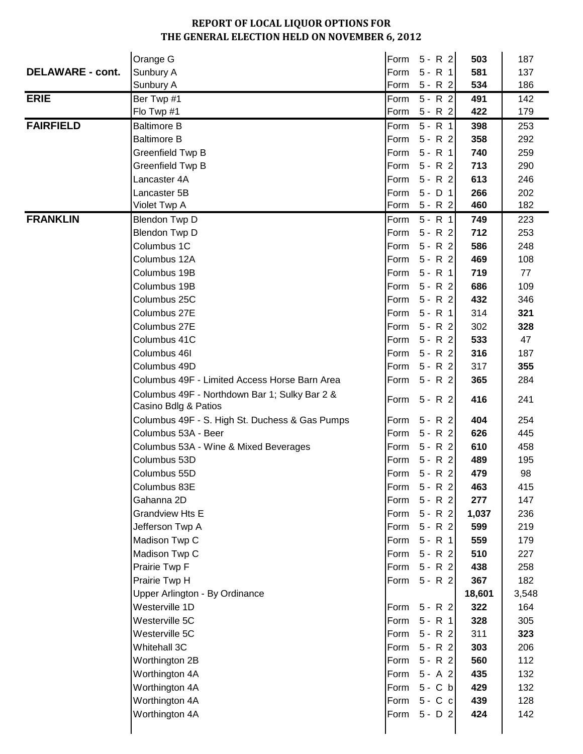# REPORT OF LOCAL LIQUOR OPTIONS FOR THE GENERAL ELECTION HELD ON NOVEMBER 6, 2012

| County | Precinct | Form | | |
|---|---|---|---|---|
| | Orange G | Form 5 - R 2 | **503** | 187 |
| **DELAWARE - cont.** | Sunbury A | Form 5 - R 1 | **581** | 137 |
| | Sunbury A | Form 5 - R 2 | **534** | 186 |
| **ERIE** | Ber Twp #1 | Form 5 - R 2 | **491** | 142 |
| | Flo Twp #1 | Form 5 - R 2 | **422** | 179 |
| **FAIRFIELD** | Baltimore B | Form 5 - R 1 | **398** | 253 |
| | Baltimore B | Form 5 - R 2 | **358** | 292 |
| | Greenfield Twp B | Form 5 - R 1 | **740** | 259 |
| | Greenfield Twp B | Form 5 - R 2 | **713** | 290 |
| | Lancaster 4A | Form 5 - R 2 | **613** | 246 |
| | Lancaster 5B | Form 5 - D 1 | **266** | 202 |
| | Violet Twp A | Form 5 - R 2 | **460** | 182 |
| **FRANKLIN** | Blendon Twp D | Form 5 - R 1 | **749** | 223 |
| | Blendon Twp D | Form 5 - R 2 | **712** | 253 |
| | Columbus 1C | Form 5 - R 2 | **586** | 248 |
| | Columbus 12A | Form 5 - R 2 | **469** | 108 |
| | Columbus 19B | Form 5 - R 1 | **719** | 77 |
| | Columbus 19B | Form 5 - R 2 | **686** | 109 |
| | Columbus 25C | Form 5 - R 2 | **432** | 346 |
| | Columbus 27E | Form 5 - R 1 | 314 | **321** |
| | Columbus 27E | Form 5 - R 2 | 302 | **328** |
| | Columbus 41C | Form 5 - R 2 | **533** | 47 |
| | Columbus 46I | Form 5 - R 2 | **316** | 187 |
| | Columbus 49D | Form 5 - R 2 | 317 | **355** |
| | Columbus 49F - Limited Access Horse Barn Area | Form 5 - R 2 | **365** | 284 |
| | Columbus 49F - Northdown Bar 1; Sulky Bar 2 & Casino Bdlg & Patios | Form 5 - R 2 | **416** | 241 |
| | Columbus 49F - S. High St. Duchess & Gas Pumps | Form 5 - R 2 | **404** | 254 |
| | Columbus 53A - Beer | Form 5 - R 2 | **626** | 445 |
| | Columbus 53A - Wine & Mixed Beverages | Form 5 - R 2 | **610** | 458 |
| | Columbus 53D | Form 5 - R 2 | **489** | 195 |
| | Columbus 55D | Form 5 - R 2 | **479** | 98 |
| | Columbus 83E | Form 5 - R 2 | **463** | 415 |
| | Gahanna 2D | Form 5 - R 2 | **277** | 147 |
| | Grandview Hts E | Form 5 - R 2 | **1,037** | 236 |
| | Jefferson Twp A | Form 5 - R 2 | **599** | 219 |
| | Madison Twp C | Form 5 - R 1 | **559** | 179 |
| | Madison Twp C | Form 5 - R 2 | **510** | 227 |
| | Prairie Twp F | Form 5 - R 2 | **438** | 258 |
| | Prairie Twp H | Form 5 - R 2 | **367** | 182 |
| | Upper Arlington - By Ordinance | | **18,601** | 3,548 |
| | Westerville 1D | Form 5 - R 2 | **322** | 164 |
| | Westerville 5C | Form 5 - R 1 | **328** | 305 |
| | Westerville 5C | Form 5 - R 2 | 311 | **323** |
| | Whitehall 3C | Form 5 - R 2 | **303** | 206 |
| | Worthington 2B | Form 5 - R 2 | **560** | 112 |
| | Worthington 4A | Form 5 - A 2 | **435** | 132 |
| | Worthington 4A | Form 5 - C b | **429** | 132 |
| | Worthington 4A | Form 5 - C c | **439** | 128 |
| | Worthington 4A | Form 5 - D 2 | **424** | 142 |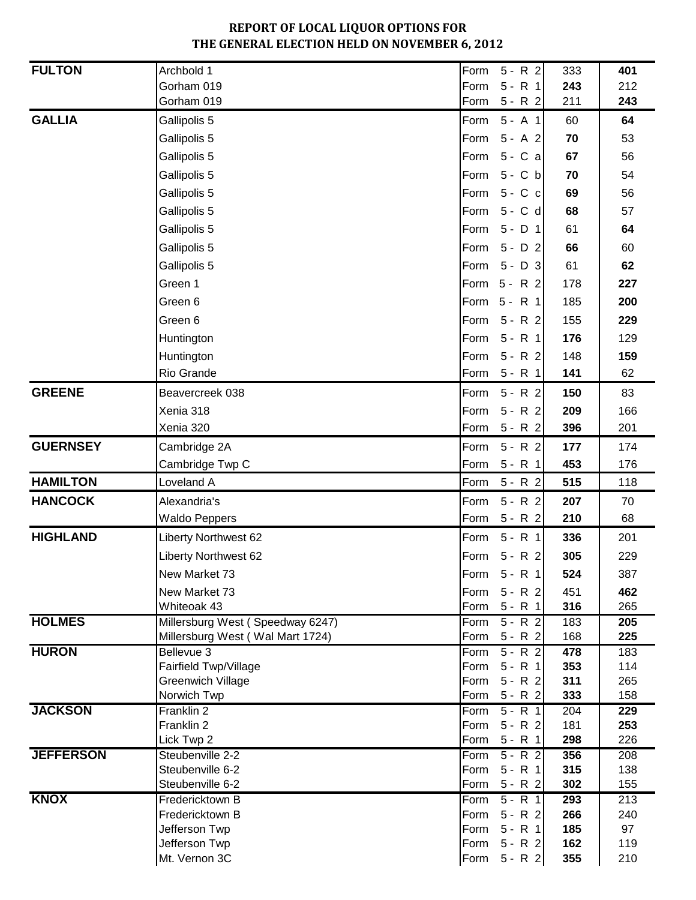# REPORT OF LOCAL LIQUOR OPTIONS FOR THE GENERAL ELECTION HELD ON NOVEMBER 6, 2012

| County | Precinct | Form | Yes | No |
|---|---|---|---|---|
| **FULTON** | Archbold 1 | Form 5 - R 2 | 333 | **401** |
| | Gorham 019 | Form 5 - R 1 | **243** | 212 |
| | Gorham 019 | Form 5 - R 2 | 211 | **243** |
| **GALLIA** | Gallipolis 5 | Form 5 - A 1 | 60 | **64** |
| | Gallipolis 5 | Form 5 - A 2 | **70** | 53 |
| | Gallipolis 5 | Form 5 - C a | **67** | 56 |
| | Gallipolis 5 | Form 5 - C b | **70** | 54 |
| | Gallipolis 5 | Form 5 - C c | **69** | 56 |
| | Gallipolis 5 | Form 5 - C d | **68** | 57 |
| | Gallipolis 5 | Form 5 - D 1 | 61 | **64** |
| | Gallipolis 5 | Form 5 - D 2 | **66** | 60 |
| | Gallipolis 5 | Form 5 - D 3 | 61 | **62** |
| | Green 1 | Form 5 - R 2 | 178 | **227** |
| | Green 6 | Form 5 - R 1 | 185 | **200** |
| | Green 6 | Form 5 - R 2 | 155 | **229** |
| | Huntington | Form 5 - R 1 | **176** | 129 |
| | Huntington | Form 5 - R 2 | 148 | **159** |
| | Rio Grande | Form 5 - R 1 | **141** | 62 |
| **GREENE** | Beavercreek 038 | Form 5 - R 2 | **150** | 83 |
| | Xenia 318 | Form 5 - R 2 | **209** | 166 |
| | Xenia 320 | Form 5 - R 2 | **396** | 201 |
| **GUERNSEY** | Cambridge 2A | Form 5 - R 2 | **177** | 174 |
| | Cambridge Twp C | Form 5 - R 1 | **453** | 176 |
| **HAMILTON** | Loveland A | Form 5 - R 2 | **515** | 118 |
| **HANCOCK** | Alexandria's | Form 5 - R 2 | **207** | 70 |
| | Waldo Peppers | Form 5 - R 2 | **210** | 68 |
| **HIGHLAND** | Liberty Northwest 62 | Form 5 - R 1 | **336** | 201 |
| | Liberty Northwest 62 | Form 5 - R 2 | **305** | 229 |
| | New Market 73 | Form 5 - R 1 | **524** | 387 |
| | New Market 73 | Form 5 - R 2 | 451 | **462** |
| | Whiteoak 43 | Form 5 - R 1 | **316** | 265 |
| **HOLMES** | Millersburg West ( Speedway 6247) | Form 5 - R 2 | 183 | **205** |
| | Millersburg West ( Wal Mart 1724) | Form 5 - R 2 | 168 | **225** |
| **HURON** | Bellevue 3 | Form 5 - R 2 | **478** | 183 |
| | Fairfield Twp/Village | Form 5 - R 1 | **353** | 114 |
| | Greenwich Village | Form 5 - R 2 | **311** | 265 |
| | Norwich Twp | Form 5 - R 2 | **333** | 158 |
| **JACKSON** | Franklin 2 | Form 5 - R 1 | 204 | **229** |
| | Franklin 2 | Form 5 - R 2 | 181 | **253** |
| | Lick Twp 2 | Form 5 - R 1 | **298** | 226 |
| **JEFFERSON** | Steubenville 2-2 | Form 5 - R 2 | **356** | 208 |
| | Steubenville 6-2 | Form 5 - R 1 | **315** | 138 |
| | Steubenville 6-2 | Form 5 - R 2 | **302** | 155 |
| **KNOX** | Fredericktown B | Form 5 - R 1 | **293** | 213 |
| | Fredericktown B | Form 5 - R 2 | **266** | 240 |
| | Jefferson Twp | Form 5 - R 1 | **185** | 97 |
| | Jefferson Twp | Form 5 - R 2 | **162** | 119 |
| | Mt. Vernon 3C | Form 5 - R 2 | **355** | 210 |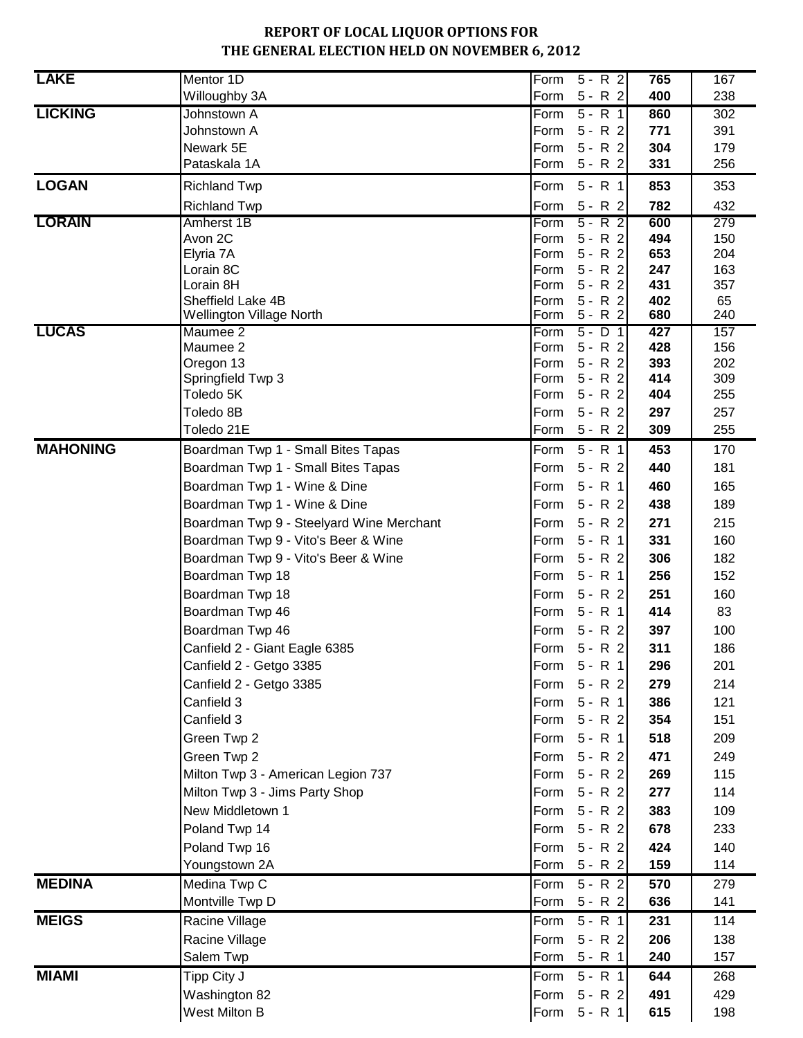# REPORT OF LOCAL LIQUOR OPTIONS FOR THE GENERAL ELECTION HELD ON NOVEMBER 6, 2012

| County | Precinct | Form | | Yes | No |
|---|---|---|---|---|---|
| **LAKE** | Mentor 1D | Form | 5 - R 2 | **765** | 167 |
| | Willoughby 3A | Form | 5 - R 2 | **400** | 238 |
| **LICKING** | Johnstown A | Form | 5 - R 1 | **860** | 302 |
| | Johnstown A | Form | 5 - R 2 | **771** | 391 |
| | Newark 5E | Form | 5 - R 2 | **304** | 179 |
| | Pataskala 1A | Form | 5 - R 2 | **331** | 256 |
| **LOGAN** | Richland Twp | Form | 5 - R 1 | **853** | 353 |
| | Richland Twp | Form | 5 - R 2 | **782** | 432 |
| **LORAIN** | Amherst 1B | Form | 5 - R 2 | **600** | 279 |
| | Avon 2C | Form | 5 - R 2 | **494** | 150 |
| | Elyria 7A | Form | 5 - R 2 | **653** | 204 |
| | Lorain 8C | Form | 5 - R 2 | **247** | 163 |
| | Lorain 8H | Form | 5 - R 2 | **431** | 357 |
| | Sheffield Lake 4B | Form | 5 - R 2 | **402** | 65 |
| | Wellington Village North | Form | 5 - R 2 | **680** | 240 |
| **LUCAS** | Maumee 2 | Form | 5 - D 1 | **427** | 157 |
| | Maumee 2 | Form | 5 - R 2 | **428** | 156 |
| | Oregon 13 | Form | 5 - R 2 | **393** | 202 |
| | Springfield Twp 3 | Form | 5 - R 2 | **414** | 309 |
| | Toledo 5K | Form | 5 - R 2 | **404** | 255 |
| | Toledo 8B | Form | 5 - R 2 | **297** | 257 |
| | Toledo 21E | Form | 5 - R 2 | **309** | 255 |
| **MAHONING** | Boardman Twp 1 - Small Bites Tapas | Form | 5 - R 1 | **453** | 170 |
| | Boardman Twp 1 - Small Bites Tapas | Form | 5 - R 2 | **440** | 181 |
| | Boardman Twp 1 - Wine & Dine | Form | 5 - R 1 | **460** | 165 |
| | Boardman Twp 1 - Wine & Dine | Form | 5 - R 2 | **438** | 189 |
| | Boardman Twp 9 - Steelyard Wine Merchant | Form | 5 - R 2 | **271** | 215 |
| | Boardman Twp 9 - Vito's Beer & Wine | Form | 5 - R 1 | **331** | 160 |
| | Boardman Twp 9 - Vito's Beer & Wine | Form | 5 - R 2 | **306** | 182 |
| | Boardman Twp 18 | Form | 5 - R 1 | **256** | 152 |
| | Boardman Twp 18 | Form | 5 - R 2 | **251** | 160 |
| | Boardman Twp 46 | Form | 5 - R 1 | **414** | 83 |
| | Boardman Twp 46 | Form | 5 - R 2 | **397** | 100 |
| | Canfield 2 - Giant Eagle 6385 | Form | 5 - R 2 | **311** | 186 |
| | Canfield 2 - Getgo 3385 | Form | 5 - R 1 | **296** | 201 |
| | Canfield 2 - Getgo 3385 | Form | 5 - R 2 | **279** | 214 |
| | Canfield 3 | Form | 5 - R 1 | **386** | 121 |
| | Canfield 3 | Form | 5 - R 2 | **354** | 151 |
| | Green Twp 2 | Form | 5 - R 1 | **518** | 209 |
| | Green Twp 2 | Form | 5 - R 2 | **471** | 249 |
| | Milton Twp 3 - American Legion 737 | Form | 5 - R 2 | **269** | 115 |
| | Milton Twp 3 - Jims Party Shop | Form | 5 - R 2 | **277** | 114 |
| | New Middletown 1 | Form | 5 - R 2 | **383** | 109 |
| | Poland Twp 14 | Form | 5 - R 2 | **678** | 233 |
| | Poland Twp 16 | Form | 5 - R 2 | **424** | 140 |
| | Youngstown 2A | Form | 5 - R 2 | **159** | 114 |
| **MEDINA** | Medina Twp C | Form | 5 - R 2 | **570** | 279 |
| | Montville Twp D | Form | 5 - R 2 | **636** | 141 |
| **MEIGS** | Racine Village | Form | 5 - R 1 | **231** | 114 |
| | Racine Village | Form | 5 - R 2 | **206** | 138 |
| | Salem Twp | Form | 5 - R 1 | **240** | 157 |
| **MIAMI** | Tipp City J | Form | 5 - R 1 | **644** | 268 |
| | Washington 82 | Form | 5 - R 2 | **491** | 429 |
| | West Milton B | Form | 5 - R 1 | **615** | 198 |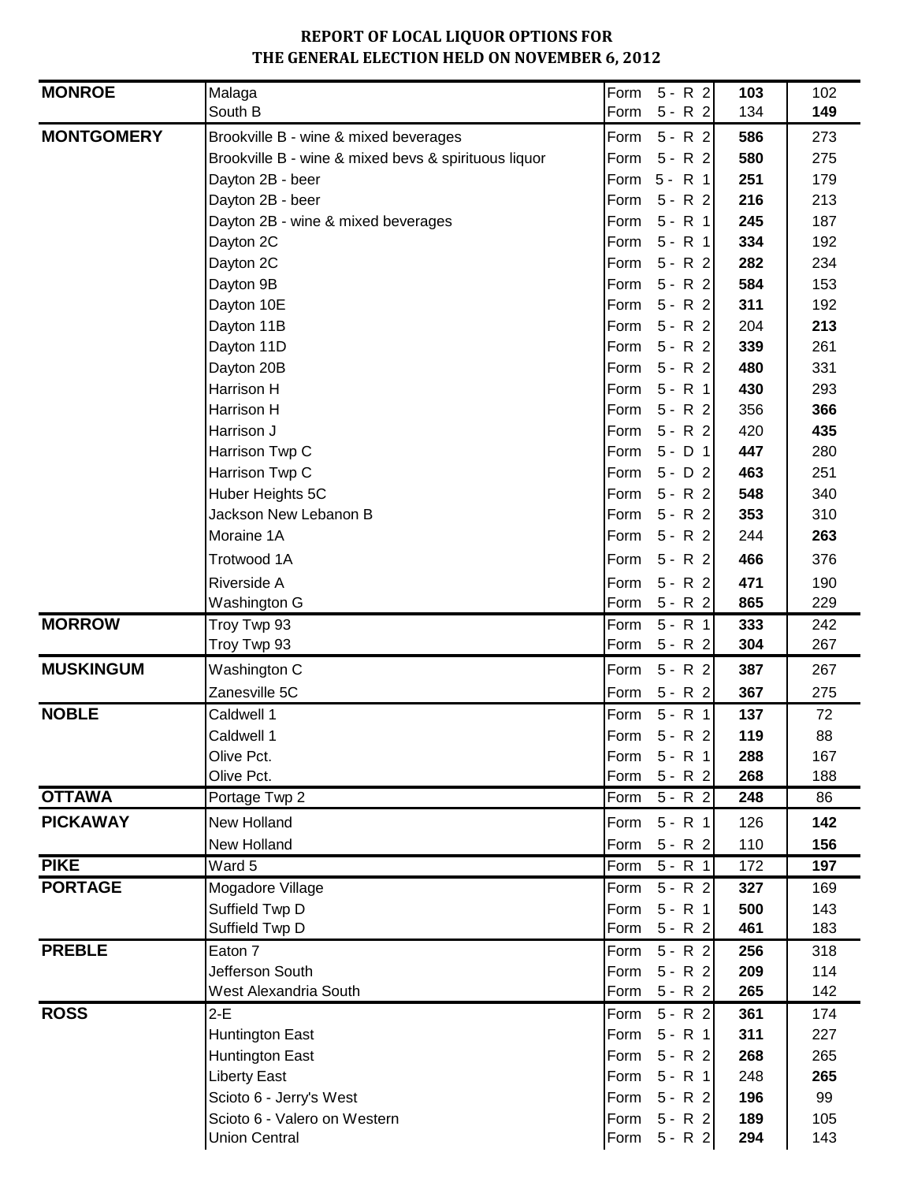# REPORT OF LOCAL LIQUOR OPTIONS FOR THE GENERAL ELECTION HELD ON NOVEMBER 6, 2012

| County | Precinct | Form | Yes | No |
|---|---|---|---|---|
| **MONROE** | Malaga | Form 5 - R 2 | **103** | 102 |
| | South B | Form 5 - R 2 | 134 | **149** |
| **MONTGOMERY** | Brookville B - wine & mixed beverages | Form 5 - R 2 | **586** | 273 |
| | Brookville B - wine & mixed bevs & spirituous liquor | Form 5 - R 2 | **580** | 275 |
| | Dayton 2B - beer | Form 5 - R 1 | **251** | 179 |
| | Dayton 2B - beer | Form 5 - R 2 | **216** | 213 |
| | Dayton 2B - wine & mixed beverages | Form 5 - R 1 | **245** | 187 |
| | Dayton 2C | Form 5 - R 1 | **334** | 192 |
| | Dayton 2C | Form 5 - R 2 | **282** | 234 |
| | Dayton 9B | Form 5 - R 2 | **584** | 153 |
| | Dayton 10E | Form 5 - R 2 | **311** | 192 |
| | Dayton 11B | Form 5 - R 2 | 204 | **213** |
| | Dayton 11D | Form 5 - R 2 | **339** | 261 |
| | Dayton 20B | Form 5 - R 2 | **480** | 331 |
| | Harrison H | Form 5 - R 1 | **430** | 293 |
| | Harrison H | Form 5 - R 2 | 356 | **366** |
| | Harrison J | Form 5 - R 2 | 420 | **435** |
| | Harrison Twp C | Form 5 - D 1 | **447** | 280 |
| | Harrison Twp C | Form 5 - D 2 | **463** | 251 |
| | Huber Heights 5C | Form 5 - R 2 | **548** | 340 |
| | Jackson New Lebanon B | Form 5 - R 2 | **353** | 310 |
| | Moraine 1A | Form 5 - R 2 | 244 | **263** |
| | Trotwood 1A | Form 5 - R 2 | **466** | 376 |
| | Riverside A | Form 5 - R 2 | **471** | 190 |
| | Washington G | Form 5 - R 2 | **865** | 229 |
| **MORROW** | Troy Twp 93 | Form 5 - R 1 | **333** | 242 |
| | Troy Twp 93 | Form 5 - R 2 | **304** | 267 |
| **MUSKINGUM** | Washington C | Form 5 - R 2 | **387** | 267 |
| | Zanesville 5C | Form 5 - R 2 | **367** | 275 |
| **NOBLE** | Caldwell 1 | Form 5 - R 1 | **137** | 72 |
| | Caldwell 1 | Form 5 - R 2 | **119** | 88 |
| | Olive Pct. | Form 5 - R 1 | **288** | 167 |
| | Olive Pct. | Form 5 - R 2 | **268** | 188 |
| **OTTAWA** | Portage Twp 2 | Form 5 - R 2 | **248** | 86 |
| **PICKAWAY** | New Holland | Form 5 - R 1 | 126 | **142** |
| | New Holland | Form 5 - R 2 | 110 | **156** |
| **PIKE** | Ward 5 | Form 5 - R 1 | 172 | **197** |
| **PORTAGE** | Mogadore Village | Form 5 - R 2 | **327** | 169 |
| | Suffield Twp D | Form 5 - R 1 | **500** | 143 |
| | Suffield Twp D | Form 5 - R 2 | **461** | 183 |
| **PREBLE** | Eaton 7 | Form 5 - R 2 | **256** | 318 |
| | Jefferson South | Form 5 - R 2 | **209** | 114 |
| | West Alexandria South | Form 5 - R 2 | **265** | 142 |
| **ROSS** | 2-E | Form 5 - R 2 | **361** | 174 |
| | Huntington East | Form 5 - R 1 | **311** | 227 |
| | Huntington East | Form 5 - R 2 | **268** | 265 |
| | Liberty East | Form 5 - R 1 | 248 | **265** |
| | Scioto 6 - Jerry's West | Form 5 - R 2 | **196** | 99 |
| | Scioto 6 - Valero on Western | Form 5 - R 2 | **189** | 105 |
| | Union Central | Form 5 - R 2 | **294** | 143 |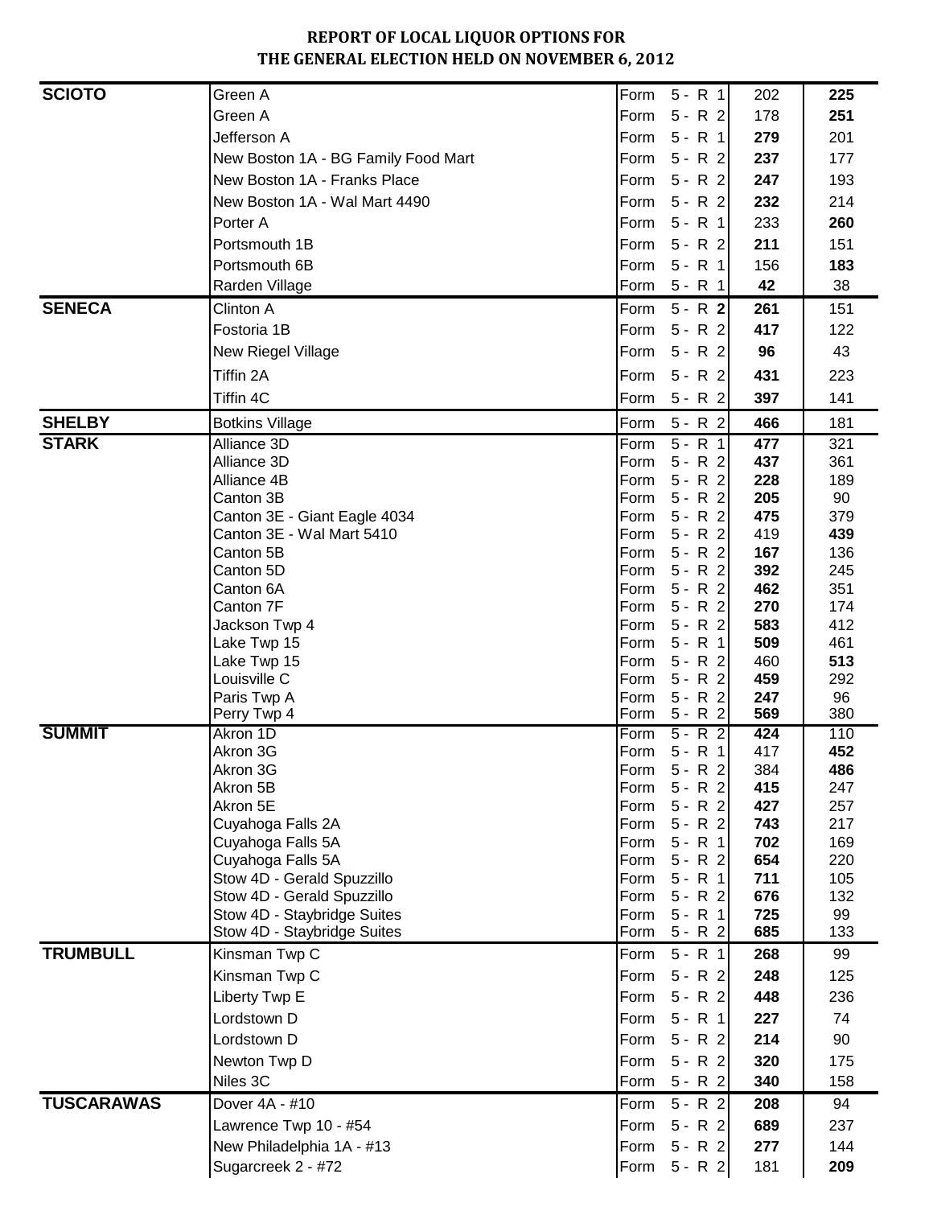**REPORT OF LOCAL LIQUOR OPTIONS FOR THE GENERAL ELECTION HELD ON NOVEMBER 6, 2012**

| County | Precinct | Form | Yes | No |
|---|---|---|---|---|
| **SCIOTO** | Green A | Form 5 - R 1 | 202 | **225** |
| | Green A | Form 5 - R 2 | 178 | **251** |
| | Jefferson A | Form 5 - R 1 | **279** | 201 |
| | New Boston 1A - BG Family Food Mart | Form 5 - R 2 | **237** | 177 |
| | New Boston 1A - Franks Place | Form 5 - R 2 | **247** | 193 |
| | New Boston 1A - Wal Mart 4490 | Form 5 - R 2 | **232** | 214 |
| | Porter A | Form 5 - R 1 | 233 | **260** |
| | Portsmouth 1B | Form 5 - R 2 | **211** | 151 |
| | Portsmouth 6B | Form 5 - R 1 | 156 | **183** |
| | Rarden Village | Form 5 - R 1 | **42** | 38 |
| **SENECA** | Clinton A | Form 5 - R **2** | **261** | 151 |
| | Fostoria 1B | Form 5 - R 2 | **417** | 122 |
| | New Riegel Village | Form 5 - R 2 | **96** | 43 |
| | Tiffin 2A | Form 5 - R 2 | **431** | 223 |
| | Tiffin 4C | Form 5 - R 2 | **397** | 141 |
| **SHELBY** | Botkins Village | Form 5 - R 2 | **466** | 181 |
| **STARK** | Alliance 3D | Form 5 - R 1 | **477** | 321 |
| | Alliance 3D | Form 5 - R 2 | **437** | 361 |
| | Alliance 4B | Form 5 - R 2 | **228** | 189 |
| | Canton 3B | Form 5 - R 2 | **205** | 90 |
| | Canton 3E - Giant Eagle 4034 | Form 5 - R 2 | **475** | 379 |
| | Canton 3E - Wal Mart 5410 | Form 5 - R 2 | 419 | **439** |
| | Canton 5B | Form 5 - R 2 | **167** | 136 |
| | Canton 5D | Form 5 - R 2 | **392** | 245 |
| | Canton 6A | Form 5 - R 2 | **462** | 351 |
| | Canton 7F | Form 5 - R 2 | **270** | 174 |
| | Jackson Twp 4 | Form 5 - R 2 | **583** | 412 |
| | Lake Twp 15 | Form 5 - R 1 | **509** | 461 |
| | Lake Twp 15 | Form 5 - R 2 | 460 | **513** |
| | Louisville C | Form 5 - R 2 | **459** | 292 |
| | Paris Twp A | Form 5 - R 2 | **247** | 96 |
| | Perry Twp 4 | Form 5 - R 2 | **569** | 380 |
| **SUMMIT** | Akron 1D | Form 5 - R 2 | **424** | 110 |
| | Akron 3G | Form 5 - R 1 | 417 | **452** |
| | Akron 3G | Form 5 - R 2 | 384 | **486** |
| | Akron 5B | Form 5 - R 2 | **415** | 247 |
| | Akron 5E | Form 5 - R 2 | **427** | 257 |
| | Cuyahoga Falls 2A | Form 5 - R 2 | **743** | 217 |
| | Cuyahoga Falls 5A | Form 5 - R 1 | **702** | 169 |
| | Cuyahoga Falls 5A | Form 5 - R 2 | **654** | 220 |
| | Stow 4D - Gerald Spuzzillo | Form 5 - R 1 | **711** | 105 |
| | Stow 4D - Gerald Spuzzillo | Form 5 - R 2 | **676** | 132 |
| | Stow 4D - Staybridge Suites | Form 5 - R 1 | **725** | 99 |
| | Stow 4D - Staybridge Suites | Form 5 - R 2 | **685** | 133 |
| **TRUMBULL** | Kinsman Twp C | Form 5 - R 1 | **268** | 99 |
| | Kinsman Twp C | Form 5 - R 2 | **248** | 125 |
| | Liberty Twp E | Form 5 - R 2 | **448** | 236 |
| | Lordstown D | Form 5 - R 1 | **227** | 74 |
| | Lordstown D | Form 5 - R 2 | **214** | 90 |
| | Newton Twp D | Form 5 - R 2 | **320** | 175 |
| | Niles 3C | Form 5 - R 2 | **340** | 158 |
| **TUSCARAWAS** | Dover 4A - #10 | Form 5 - R 2 | **208** | 94 |
| | Lawrence Twp 10 - #54 | Form 5 - R 2 | **689** | 237 |
| | New Philadelphia 1A - #13 | Form 5 - R 2 | **277** | 144 |
| | Sugarcreek 2 - #72 | Form 5 - R 2 | 181 | **209** |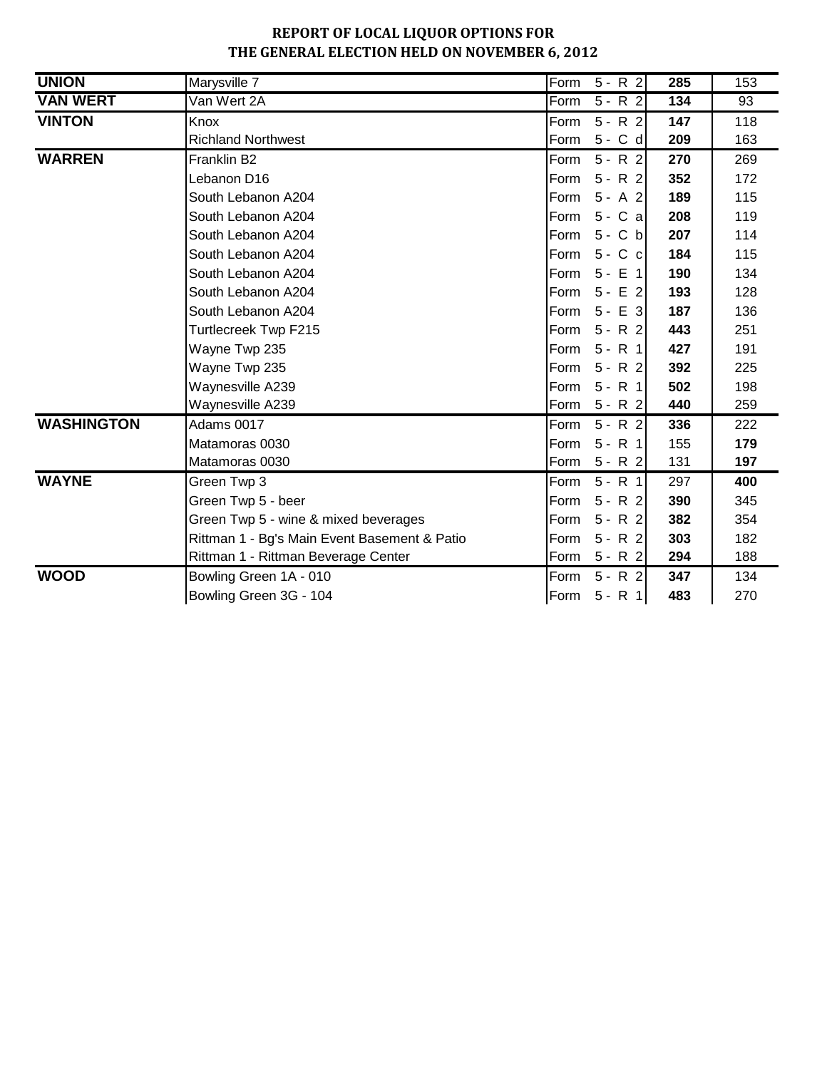**REPORT OF LOCAL LIQUOR OPTIONS FOR**
**THE GENERAL ELECTION HELD ON NOVEMBER 6, 2012**

| | | | | |
|---|---|---|---|---|
| **UNION** | Marysville 7 | Form 5 - R 2 | **285** | 153 |
| **VAN WERT** | Van Wert 2A | Form 5 - R 2 | **134** | 93 |
| **VINTON** | Knox | Form 5 - R 2 | **147** | 118 |
| | Richland Northwest | Form 5 - C d | **209** | 163 |
| **WARREN** | Franklin B2 | Form 5 - R 2 | **270** | 269 |
| | Lebanon D16 | Form 5 - R 2 | **352** | 172 |
| | South Lebanon A204 | Form 5 - A 2 | **189** | 115 |
| | South Lebanon A204 | Form 5 - C a | **208** | 119 |
| | South Lebanon A204 | Form 5 - C b | **207** | 114 |
| | South Lebanon A204 | Form 5 - C c | **184** | 115 |
| | South Lebanon A204 | Form 5 - E 1 | **190** | 134 |
| | South Lebanon A204 | Form 5 - E 2 | **193** | 128 |
| | South Lebanon A204 | Form 5 - E 3 | **187** | 136 |
| | Turtlecreek Twp F215 | Form 5 - R 2 | **443** | 251 |
| | Wayne Twp 235 | Form 5 - R 1 | **427** | 191 |
| | Wayne Twp 235 | Form 5 - R 2 | **392** | 225 |
| | Waynesville A239 | Form 5 - R 1 | **502** | 198 |
| | Waynesville A239 | Form 5 - R 2 | **440** | 259 |
| **WASHINGTON** | Adams 0017 | Form 5 - R 2 | **336** | 222 |
| | Matamoras 0030 | Form 5 - R 1 | 155 | **179** |
| | Matamoras 0030 | Form 5 - R 2 | 131 | **197** |
| **WAYNE** | Green Twp 3 | Form 5 - R 1 | 297 | **400** |
| | Green Twp 5 - beer | Form 5 - R 2 | **390** | 345 |
| | Green Twp 5 - wine & mixed beverages | Form 5 - R 2 | **382** | 354 |
| | Rittman 1 - Bg's Main Event Basement & Patio | Form 5 - R 2 | **303** | 182 |
| | Rittman 1 - Rittman Beverage Center | Form 5 - R 2 | **294** | 188 |
| **WOOD** | Bowling Green 1A - 010 | Form 5 - R 2 | **347** | 134 |
| | Bowling Green 3G - 104 | Form 5 - R 1 | **483** | 270 |